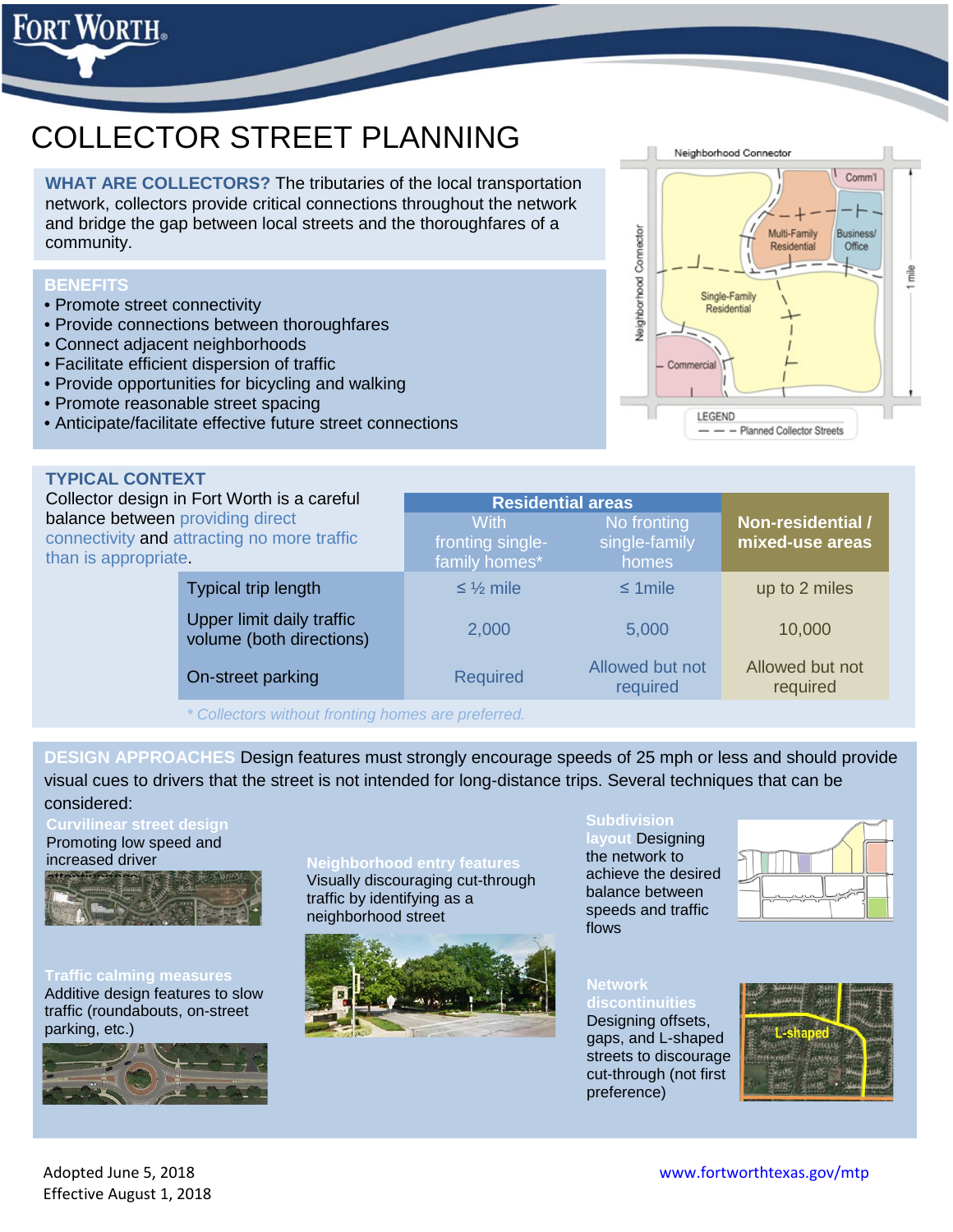# COLLECTOR STREET PLANNING

**WHAT ARE COLLECTORS?** The tributaries of the local transportation network, collectors provide critical connections throughout the network and bridge the gap between local streets and the thoroughfares of a community.

## BENEFITS

- Promote street connectivity
- Provide connections between thoroughfares
- Connect adjacent neighborhoods
- Facilitate efficient dispersion of traffic
- Provide opportunities for bicycling and walking
- Promote reasonable street spacing
- Anticipate/facilitate effective future street connections

## TYPICAL CONTEXT

Collector design in Fort Worth is a careful balance between providing direct connectivity and attracting no more traffic than is appropriate.

| | Residential areas | | Non-residential / mixed-use areas |
|---|---|---|---|
| | With fronting single-family homes* | No fronting single-family homes | |
| Typical trip length | ≤ ½ mile | ≤ 1mile | up to 2 miles |
| Upper limit daily traffic volume (both directions) | 2,000 | 5,000 | 10,000 |
| On-street parking | Required | Allowed but not required | Allowed but not required |

*\* Collectors without fronting homes are preferred.*

## DESIGN APPROACHES

Design features must strongly encourage speeds of 25 mph or less and should provide visual cues to drivers that the street is not intended for long-distance trips. Several techniques that can be considered:

**Curvilinear street design**
Promoting low speed and increased driver attentiveness

**Neighborhood entry features**
Visually discouraging cut-through traffic by identifying as a neighborhood street

**Subdivision layout** Designing the network to achieve the desired balance between speeds and traffic flows

**Traffic calming measures**
Additive design features to slow traffic (roundabouts, on-street parking, etc.)

**Network discontinuities**
Designing offsets, gaps, and L-shaped streets to discourage cut-through (not first preference)

Adopted June 5, 2018
Effective August 1, 2018

www.fortworthtexas.gov/mtp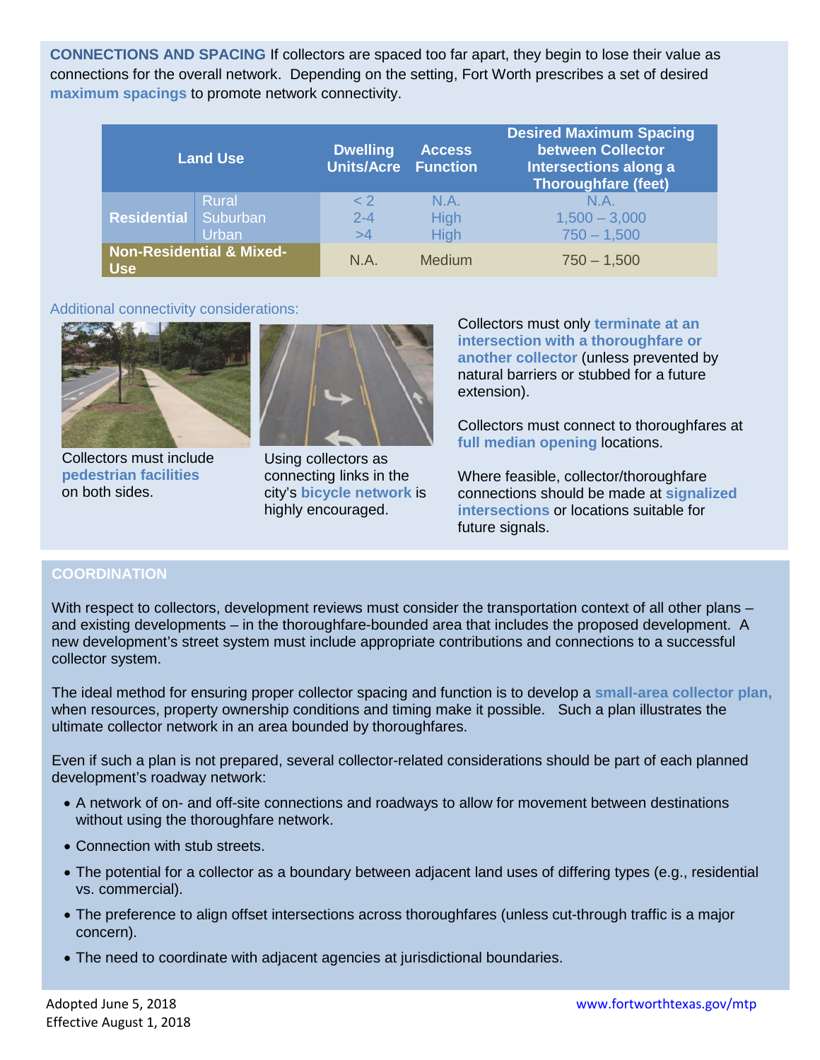**CONNECTIONS AND SPACING** If collectors are spaced too far apart, they begin to lose their value as connections for the overall network. Depending on the setting, Fort Worth prescribes a set of desired **maximum spacings** to promote network connectivity.

| Land Use | | Dwelling Units/Acre | Access Function | Desired Maximum Spacing between Collector Intersections along a Thoroughfare (feet) |
|---|---|---|---|---|
| Residential | Rural | < 2 | N.A. | N.A. |
| | Suburban | 2-4 | High | 1,500 – 3,000 |
| | Urban | >4 | High | 750 – 1,500 |
| Non-Residential & Mixed-Use | | N.A. | Medium | 750 – 1,500 |

Additional connectivity considerations:

Collectors must include **pedestrian facilities** on both sides.

Using collectors as connecting links in the city's **bicycle network** is highly encouraged.

Collectors must only **terminate at an intersection with a thoroughfare or another collector** (unless prevented by natural barriers or stubbed for a future extension).

Collectors must connect to thoroughfares at **full median opening** locations.

Where feasible, collector/thoroughfare connections should be made at **signalized intersections** or locations suitable for future signals.

## COORDINATION

With respect to collectors, development reviews must consider the transportation context of all other plans – and existing developments – in the thoroughfare-bounded area that includes the proposed development. A new development's street system must include appropriate contributions and connections to a successful collector system.

The ideal method for ensuring proper collector spacing and function is to develop a **small-area collector plan,** when resources, property ownership conditions and timing make it possible. Such a plan illustrates the ultimate collector network in an area bounded by thoroughfares.

Even if such a plan is not prepared, several collector-related considerations should be part of each planned development's roadway network:

- A network of on- and off-site connections and roadways to allow for movement between destinations without using the thoroughfare network.
- Connection with stub streets.
- The potential for a collector as a boundary between adjacent land uses of differing types (e.g., residential vs. commercial).
- The preference to align offset intersections across thoroughfares (unless cut-through traffic is a major concern).
- The need to coordinate with adjacent agencies at jurisdictional boundaries.

Adopted June 5, 2018
Effective August 1, 2018

www.fortworthtexas.gov/mtp